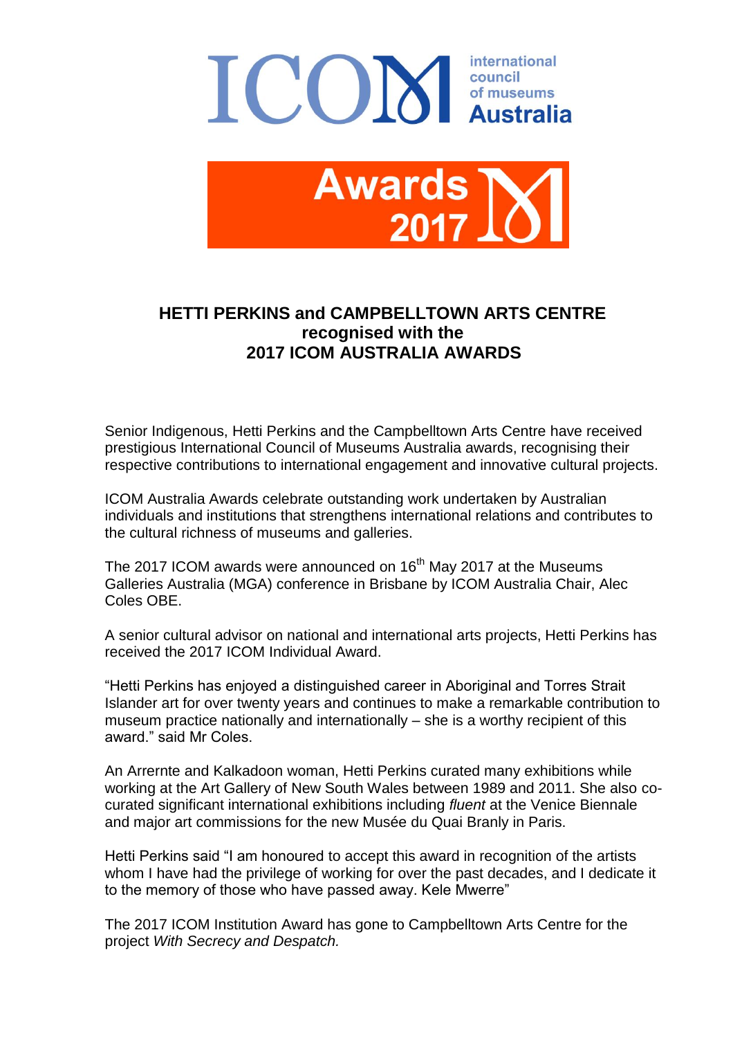ICOM international council of museums Australia

Awards 2017

## HETTI PERKINS and CAMPBELLTOWN ARTS CENTRE recognised with the 2017 ICOM AUSTRALIA AWARDS

Senior Indigenous, Hetti Perkins and the Campbelltown Arts Centre have received prestigious International Council of Museums Australia awards, recognising their respective contributions to international engagement and innovative cultural projects.

ICOM Australia Awards celebrate outstanding work undertaken by Australian individuals and institutions that strengthens international relations and contributes to the cultural richness of museums and galleries.

The 2017 ICOM awards were announced on 16th May 2017 at the Museums Galleries Australia (MGA) conference in Brisbane by ICOM Australia Chair, Alec Coles OBE.

A senior cultural advisor on national and international arts projects, Hetti Perkins has received the 2017 ICOM Individual Award.

"Hetti Perkins has enjoyed a distinguished career in Aboriginal and Torres Strait Islander art for over twenty years and continues to make a remarkable contribution to museum practice nationally and internationally – she is a worthy recipient of this award." said Mr Coles.

An Arrernte and Kalkadoon woman, Hetti Perkins curated many exhibitions while working at the Art Gallery of New South Wales between 1989 and 2011. She also co-curated significant international exhibitions including *fluent* at the Venice Biennale and major art commissions for the new Musée du Quai Branly in Paris.

Hetti Perkins said "I am honoured to accept this award in recognition of the artists whom I have had the privilege of working for over the past decades, and I dedicate it to the memory of those who have passed away. Kele Mwerre"

The 2017 ICOM Institution Award has gone to Campbelltown Arts Centre for the project *With Secrecy and Despatch.*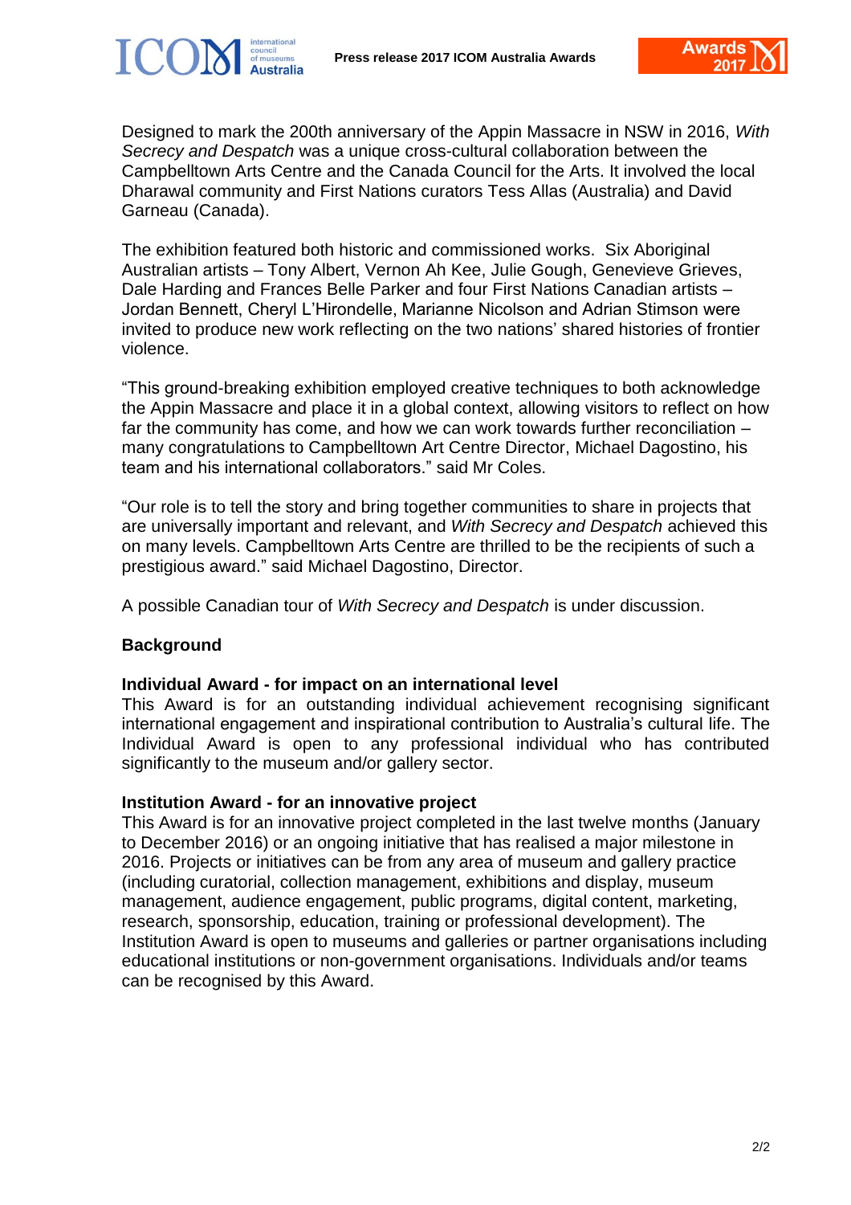Designed to mark the 200th anniversary of the Appin Massacre in NSW in 2016, *With Secrecy and Despatch* was a unique cross-cultural collaboration between the Campbelltown Arts Centre and the Canada Council for the Arts. It involved the local Dharawal community and First Nations curators Tess Allas (Australia) and David Garneau (Canada).

The exhibition featured both historic and commissioned works. Six Aboriginal Australian artists – Tony Albert, Vernon Ah Kee, Julie Gough, Genevieve Grieves, Dale Harding and Frances Belle Parker and four First Nations Canadian artists – Jordan Bennett, Cheryl L'Hirondelle, Marianne Nicolson and Adrian Stimson were invited to produce new work reflecting on the two nations' shared histories of frontier violence.

"This ground-breaking exhibition employed creative techniques to both acknowledge the Appin Massacre and place it in a global context, allowing visitors to reflect on how far the community has come, and how we can work towards further reconciliation – many congratulations to Campbelltown Art Centre Director, Michael Dagostino, his team and his international collaborators." said Mr Coles.

"Our role is to tell the story and bring together communities to share in projects that are universally important and relevant, and *With Secrecy and Despatch* achieved this on many levels. Campbelltown Arts Centre are thrilled to be the recipients of such a prestigious award." said Michael Dagostino, Director.

A possible Canadian tour of *With Secrecy and Despatch* is under discussion.

## Background

### Individual Award - for impact on an international level

This Award is for an outstanding individual achievement recognising significant international engagement and inspirational contribution to Australia's cultural life. The Individual Award is open to any professional individual who has contributed significantly to the museum and/or gallery sector.

### Institution Award - for an innovative project

This Award is for an innovative project completed in the last twelve months (January to December 2016) or an ongoing initiative that has realised a major milestone in 2016. Projects or initiatives can be from any area of museum and gallery practice (including curatorial, collection management, exhibitions and display, museum management, audience engagement, public programs, digital content, marketing, research, sponsorship, education, training or professional development). The Institution Award is open to museums and galleries or partner organisations including educational institutions or non-government organisations. Individuals and/or teams can be recognised by this Award.